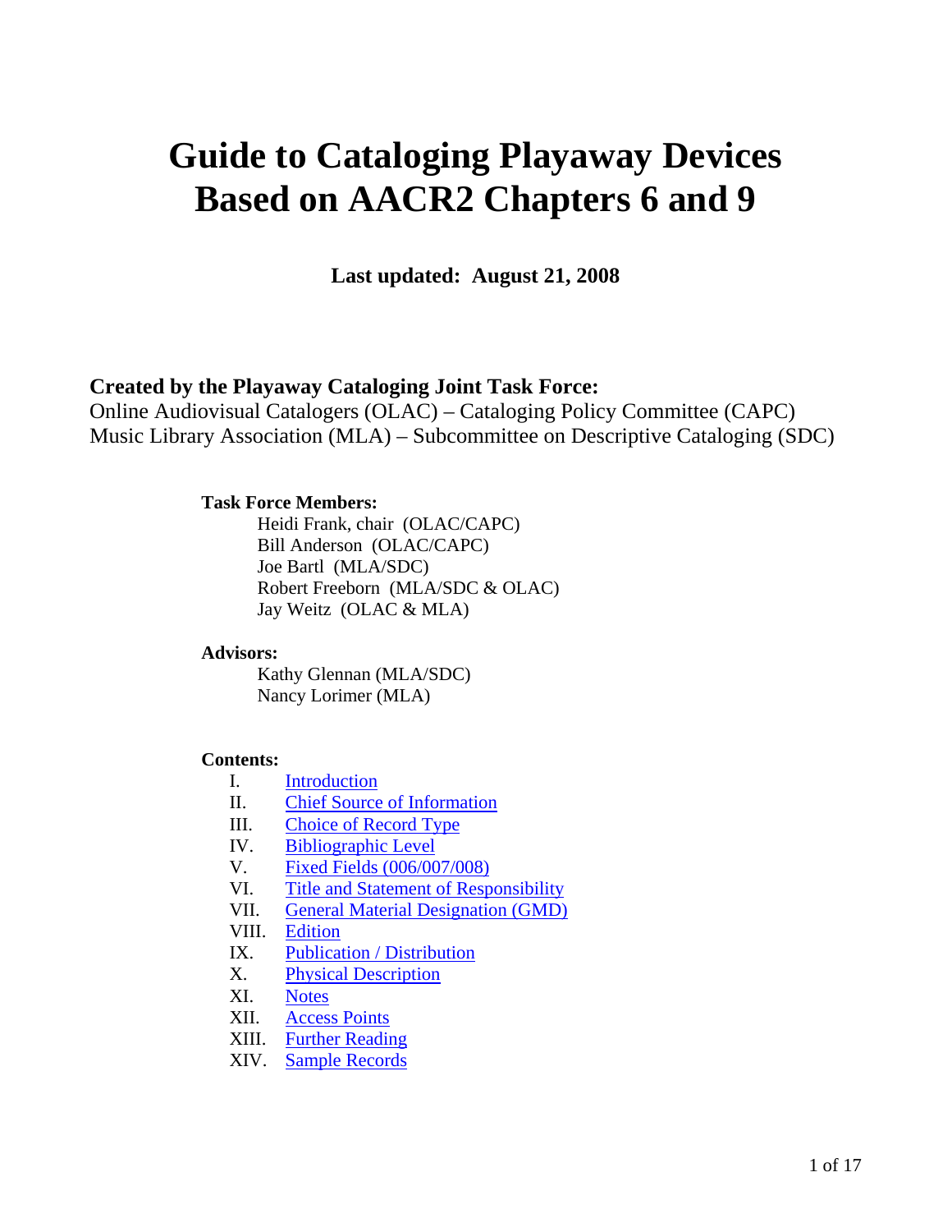# Guide to Cataloging Playaway Devices Based on AACR2 Chapters 6 and 9

**Last updated: August 21, 2008**

### Created by the Playaway Cataloging Joint Task Force:

Online Audiovisual Catalogers (OLAC) – Cataloging Policy Committee (CAPC)
Music Library Association (MLA) – Subcommittee on Descriptive Cataloging (SDC)

**Task Force Members:**

- Heidi Frank, chair (OLAC/CAPC)
- Bill Anderson (OLAC/CAPC)
- Joe Bartl (MLA/SDC)
- Robert Freeborn (MLA/SDC & OLAC)
- Jay Weitz (OLAC & MLA)

**Advisors:**

- Kathy Glennan (MLA/SDC)
- Nancy Lorimer (MLA)

**Contents:**

- I. Introduction
- II. Chief Source of Information
- III. Choice of Record Type
- IV. Bibliographic Level
- V. Fixed Fields (006/007/008)
- VI. Title and Statement of Responsibility
- VII. General Material Designation (GMD)
- VIII. Edition
- IX. Publication / Distribution
- X. Physical Description
- XI. Notes
- XII. Access Points
- XIII. Further Reading
- XIV. Sample Records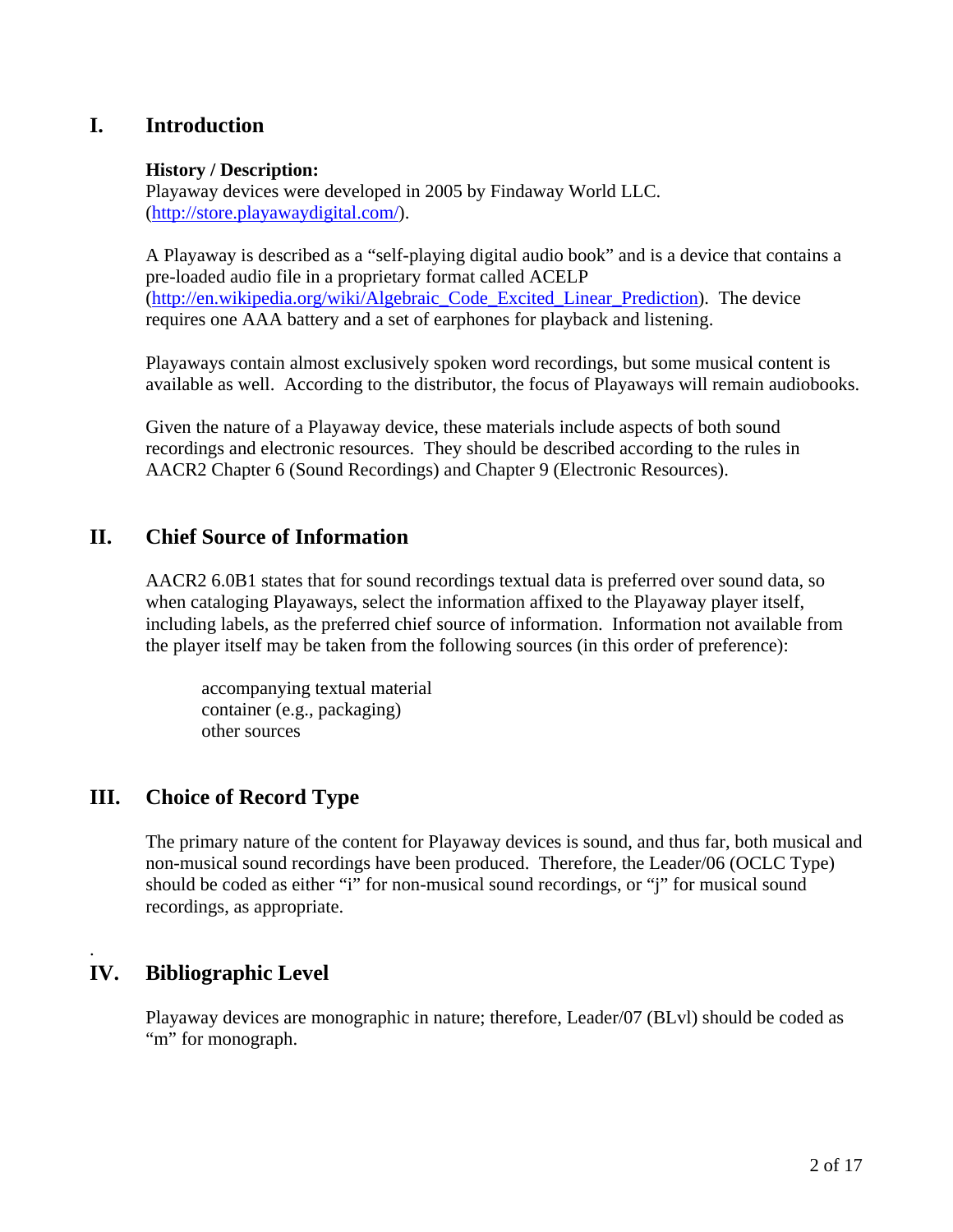## I. Introduction

**History / Description:**

Playaway devices were developed in 2005 by Findaway World LLC. (http://store.playawaydigital.com/).

A Playaway is described as a "self-playing digital audio book" and is a device that contains a pre-loaded audio file in a proprietary format called ACELP (http://en.wikipedia.org/wiki/Algebraic_Code_Excited_Linear_Prediction). The device requires one AAA battery and a set of earphones for playback and listening.

Playaways contain almost exclusively spoken word recordings, but some musical content is available as well. According to the distributor, the focus of Playaways will remain audiobooks.

Given the nature of a Playaway device, these materials include aspects of both sound recordings and electronic resources. They should be described according to the rules in AACR2 Chapter 6 (Sound Recordings) and Chapter 9 (Electronic Resources).

## II. Chief Source of Information

AACR2 6.0B1 states that for sound recordings textual data is preferred over sound data, so when cataloging Playaways, select the information affixed to the Playaway player itself, including labels, as the preferred chief source of information. Information not available from the player itself may be taken from the following sources (in this order of preference):

accompanying textual material
container (e.g., packaging)
other sources

## III. Choice of Record Type

The primary nature of the content for Playaway devices is sound, and thus far, both musical and non-musical sound recordings have been produced. Therefore, the Leader/06 (OCLC Type) should be coded as either "i" for non-musical sound recordings, or "j" for musical sound recordings, as appropriate.

## IV. Bibliographic Level

Playaway devices are monographic in nature; therefore, Leader/07 (BLvl) should be coded as "m" for monograph.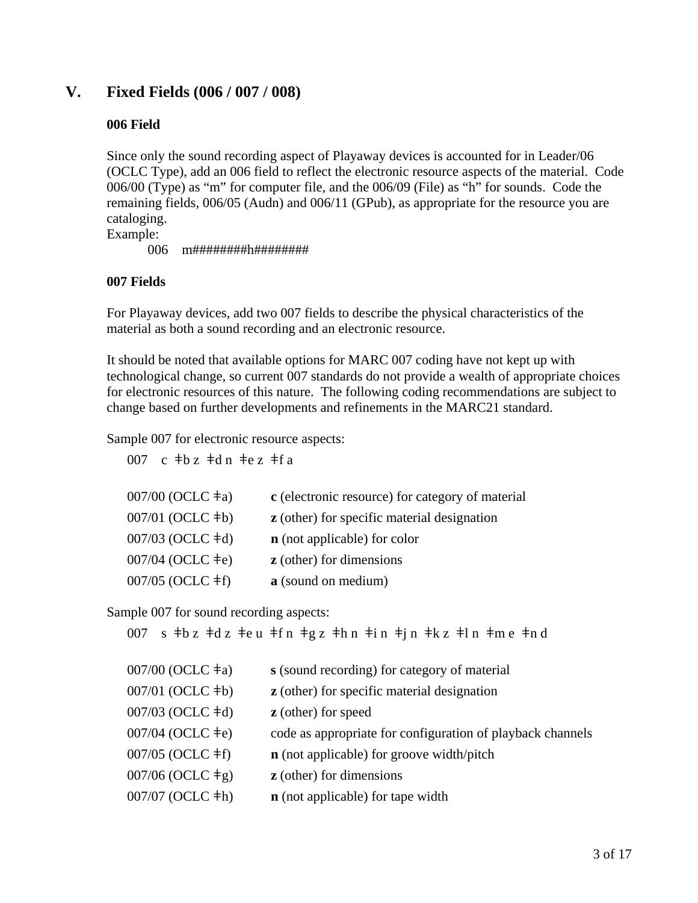# V. Fixed Fields (006 / 007 / 008)

### 006 Field

Since only the sound recording aspect of Playaway devices is accounted for in Leader/06 (OCLC Type), add an 006 field to reflect the electronic resource aspects of the material. Code 006/00 (Type) as "m" for computer file, and the 006/09 (File) as "h" for sounds. Code the remaining fields, 006/05 (Audn) and 006/11 (GPub), as appropriate for the resource you are cataloging.

Example:

006 m########h########

### 007 Fields

For Playaway devices, add two 007 fields to describe the physical characteristics of the material as both a sound recording and an electronic resource.

It should be noted that available options for MARC 007 coding have not kept up with technological change, so current 007 standards do not provide a wealth of appropriate choices for electronic resources of this nature. The following coding recommendations are subject to change based on further developments and refinements in the MARC21 standard.

Sample 007 for electronic resource aspects:

007 c ǂb z ǂd n ǂe z ǂf a

| | |
|---|---|
| 007/00 (OCLC ǂa) | **c** (electronic resource) for category of material |
| 007/01 (OCLC ǂb) | **z** (other) for specific material designation |
| 007/03 (OCLC ǂd) | **n** (not applicable) for color |
| 007/04 (OCLC ǂe) | **z** (other) for dimensions |
| 007/05 (OCLC ǂf) | **a** (sound on medium) |

Sample 007 for sound recording aspects:

007 s ǂb z ǂd z ǂe u ǂf n ǂg z ǂh n ǂi n ǂj n ǂk z ǂl n ǂm e ǂn d

| | |
|---|---|
| 007/00 (OCLC ǂa) | **s** (sound recording) for category of material |
| 007/01 (OCLC ǂb) | **z** (other) for specific material designation |
| 007/03 (OCLC ǂd) | **z** (other) for speed |
| 007/04 (OCLC ǂe) | code as appropriate for configuration of playback channels |
| 007/05 (OCLC ǂf) | **n** (not applicable) for groove width/pitch |
| 007/06 (OCLC ǂg) | **z** (other) for dimensions |
| 007/07 (OCLC ǂh) | **n** (not applicable) for tape width |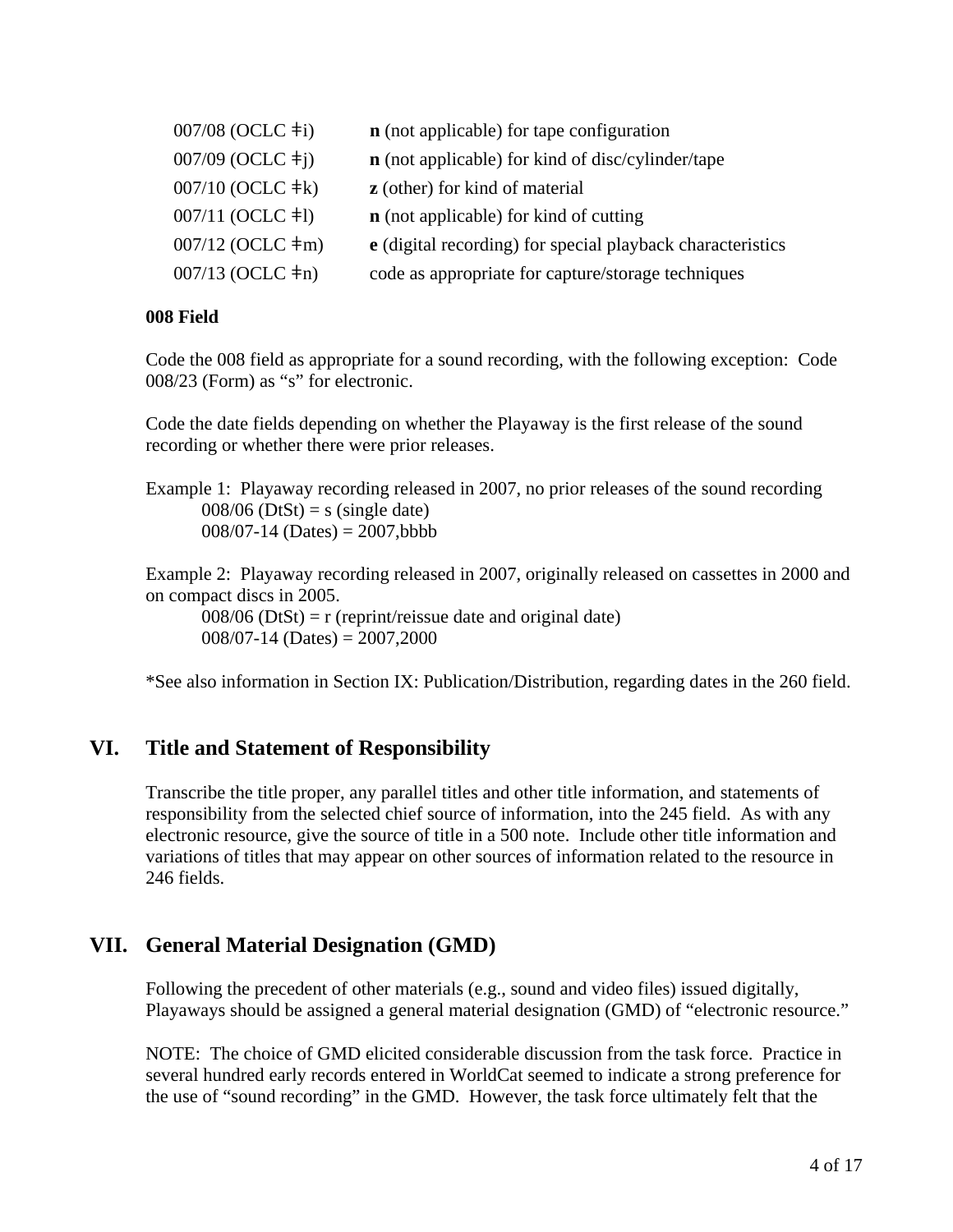| | |
|---|---|
| 007/08 (OCLC ǂi) | **n** (not applicable) for tape configuration |
| 007/09 (OCLC ǂj) | **n** (not applicable) for kind of disc/cylinder/tape |
| 007/10 (OCLC ǂk) | **z** (other) for kind of material |
| 007/11 (OCLC ǂl) | **n** (not applicable) for kind of cutting |
| 007/12 (OCLC ǂm) | **e** (digital recording) for special playback characteristics |
| 007/13 (OCLC ǂn) | code as appropriate for capture/storage techniques |

**008 Field**

Code the 008 field as appropriate for a sound recording, with the following exception: Code 008/23 (Form) as "s" for electronic.

Code the date fields depending on whether the Playaway is the first release of the sound recording or whether there were prior releases.

Example 1: Playaway recording released in 2007, no prior releases of the sound recording
    008/06 (DtSt) = s (single date)
    008/07-14 (Dates) = 2007,bbbb

Example 2: Playaway recording released in 2007, originally released on cassettes in 2000 and on compact discs in 2005.
    008/06 (DtSt) = r (reprint/reissue date and original date)
    008/07-14 (Dates) = 2007,2000

*See also information in Section IX: Publication/Distribution, regarding dates in the 260 field.

## VI. Title and Statement of Responsibility

Transcribe the title proper, any parallel titles and other title information, and statements of responsibility from the selected chief source of information, into the 245 field. As with any electronic resource, give the source of title in a 500 note. Include other title information and variations of titles that may appear on other sources of information related to the resource in 246 fields.

## VII. General Material Designation (GMD)

Following the precedent of other materials (e.g., sound and video files) issued digitally, Playaways should be assigned a general material designation (GMD) of "electronic resource."

NOTE: The choice of GMD elicited considerable discussion from the task force. Practice in several hundred early records entered in WorldCat seemed to indicate a strong preference for the use of "sound recording" in the GMD. However, the task force ultimately felt that the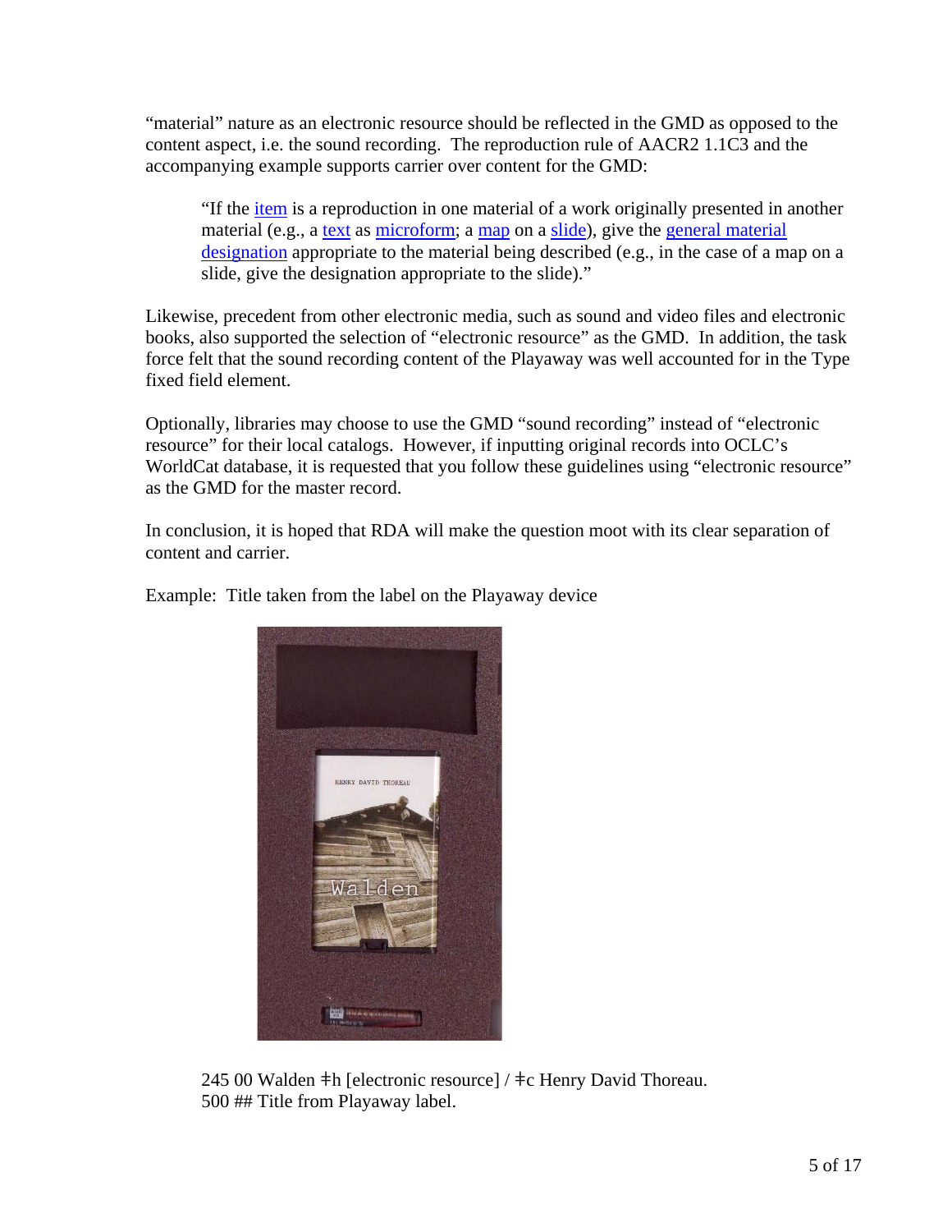"material" nature as an electronic resource should be reflected in the GMD as opposed to the content aspect, i.e. the sound recording. The reproduction rule of AACR2 1.1C3 and the accompanying example supports carrier over content for the GMD:

> "If the item is a reproduction in one material of a work originally presented in another material (e.g., a text as microform; a map on a slide), give the general material designation appropriate to the material being described (e.g., in the case of a map on a slide, give the designation appropriate to the slide)."

Likewise, precedent from other electronic media, such as sound and video files and electronic books, also supported the selection of "electronic resource" as the GMD. In addition, the task force felt that the sound recording content of the Playaway was well accounted for in the Type fixed field element.

Optionally, libraries may choose to use the GMD "sound recording" instead of "electronic resource" for their local catalogs. However, if inputting original records into OCLC's WorldCat database, it is requested that you follow these guidelines using "electronic resource" as the GMD for the master record.

In conclusion, it is hoped that RDA will make the question moot with its clear separation of content and carrier.

Example: Title taken from the label on the Playaway device

245 00 Walden ǂh [electronic resource] / ǂc Henry David Thoreau.
500 ## Title from Playaway label.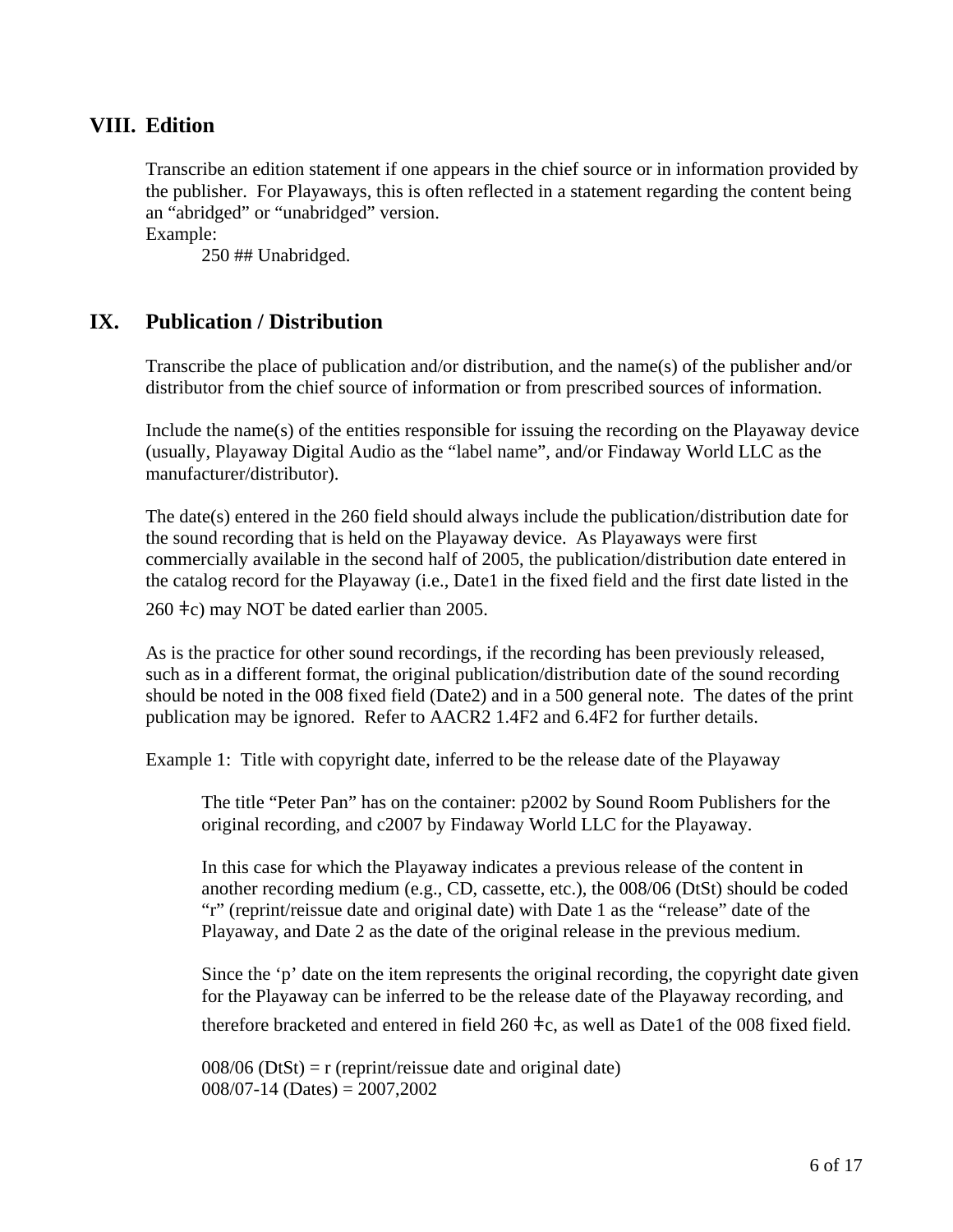## VIII. Edition

Transcribe an edition statement if one appears in the chief source or in information provided by the publisher. For Playaways, this is often reflected in a statement regarding the content being an “abridged” or “unabridged” version.
Example:

250 ## Unabridged.

## IX. Publication / Distribution

Transcribe the place of publication and/or distribution, and the name(s) of the publisher and/or distributor from the chief source of information or from prescribed sources of information.

Include the name(s) of the entities responsible for issuing the recording on the Playaway device (usually, Playaway Digital Audio as the “label name”, and/or Findaway World LLC as the manufacturer/distributor).

The date(s) entered in the 260 field should always include the publication/distribution date for the sound recording that is held on the Playaway device. As Playaways were first commercially available in the second half of 2005, the publication/distribution date entered in the catalog record for the Playaway (i.e., Date1 in the fixed field and the first date listed in the 260 ǂc) may NOT be dated earlier than 2005.

As is the practice for other sound recordings, if the recording has been previously released, such as in a different format, the original publication/distribution date of the sound recording should be noted in the 008 fixed field (Date2) and in a 500 general note. The dates of the print publication may be ignored. Refer to AACR2 1.4F2 and 6.4F2 for further details.

Example 1: Title with copyright date, inferred to be the release date of the Playaway

The title “Peter Pan” has on the container: p2002 by Sound Room Publishers for the original recording, and c2007 by Findaway World LLC for the Playaway.

In this case for which the Playaway indicates a previous release of the content in another recording medium (e.g., CD, cassette, etc.), the 008/06 (DtSt) should be coded “r” (reprint/reissue date and original date) with Date 1 as the “release” date of the Playaway, and Date 2 as the date of the original release in the previous medium.

Since the ‘p’ date on the item represents the original recording, the copyright date given for the Playaway can be inferred to be the release date of the Playaway recording, and therefore bracketed and entered in field 260 ǂc, as well as Date1 of the 008 fixed field.

008/06 (DtSt) = r (reprint/reissue date and original date)
008/07-14 (Dates) = 2007,2002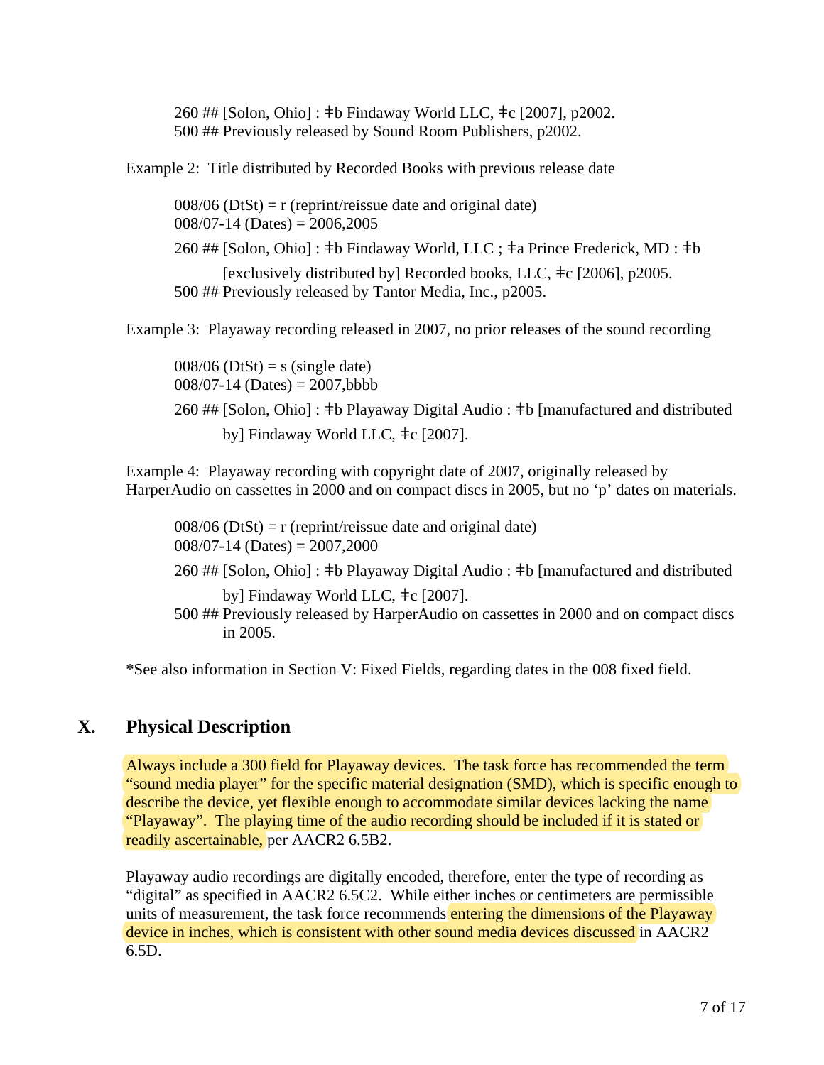260 ## [Solon, Ohio] : ǂb Findaway World LLC, ǂc [2007], p2002.
500 ## Previously released by Sound Room Publishers, p2002.

Example 2: Title distributed by Recorded Books with previous release date

008/06 (DtSt) = r (reprint/reissue date and original date)
008/07-14 (Dates) = 2006,2005

260 ## [Solon, Ohio] : ǂb Findaway World, LLC ; ǂa Prince Frederick, MD : ǂb [exclusively distributed by] Recorded books, LLC, ǂc [2006], p2005.
500 ## Previously released by Tantor Media, Inc., p2005.

Example 3: Playaway recording released in 2007, no prior releases of the sound recording

008/06 (DtSt) = s (single date)
008/07-14 (Dates) = 2007,bbbb

260 ## [Solon, Ohio] : ǂb Playaway Digital Audio : ǂb [manufactured and distributed by] Findaway World LLC, ǂc [2007].

Example 4: Playaway recording with copyright date of 2007, originally released by HarperAudio on cassettes in 2000 and on compact discs in 2005, but no 'p' dates on materials.

008/06 (DtSt) = r (reprint/reissue date and original date)
008/07-14 (Dates) = 2007,2000

260 ## [Solon, Ohio] : ǂb Playaway Digital Audio : ǂb [manufactured and distributed by] Findaway World LLC, ǂc [2007].
500 ## Previously released by HarperAudio on cassettes in 2000 and on compact discs in 2005.

*See also information in Section V: Fixed Fields, regarding dates in the 008 fixed field.

## X. Physical Description

Always include a 300 field for Playaway devices. The task force has recommended the term "sound media player" for the specific material designation (SMD), which is specific enough to describe the device, yet flexible enough to accommodate similar devices lacking the name "Playaway". The playing time of the audio recording should be included if it is stated or readily ascertainable, per AACR2 6.5B2.

Playaway audio recordings are digitally encoded, therefore, enter the type of recording as "digital" as specified in AACR2 6.5C2. While either inches or centimeters are permissible units of measurement, the task force recommends entering the dimensions of the Playaway device in inches, which is consistent with other sound media devices discussed in AACR2 6.5D.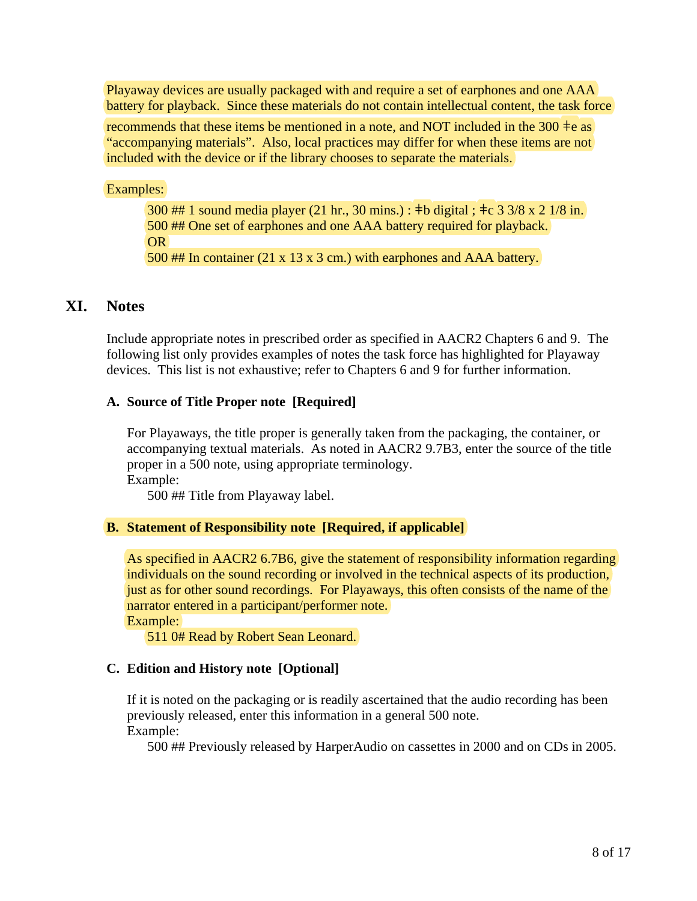Playaway devices are usually packaged with and require a set of earphones and one AAA battery for playback. Since these materials do not contain intellectual content, the task force recommends that these items be mentioned in a note, and NOT included in the 300 ǂe as "accompanying materials". Also, local practices may differ for when these items are not included with the device or if the library chooses to separate the materials.

Examples:

> 300 ## 1 sound media player (21 hr., 30 mins.) : ǂb digital ; ǂc 3 3/8 x 2 1/8 in.
> 500 ## One set of earphones and one AAA battery required for playback.
> OR
> 500 ## In container (21 x 13 x 3 cm.) with earphones and AAA battery.

## XI. Notes

Include appropriate notes in prescribed order as specified in AACR2 Chapters 6 and 9. The following list only provides examples of notes the task force has highlighted for Playaway devices. This list is not exhaustive; refer to Chapters 6 and 9 for further information.

### A. Source of Title Proper note [Required]

For Playaways, the title proper is generally taken from the packaging, the container, or accompanying textual materials. As noted in AACR2 9.7B3, enter the source of the title proper in a 500 note, using appropriate terminology.

Example:

> 500 ## Title from Playaway label.

### B. Statement of Responsibility note [Required, if applicable]

As specified in AACR2 6.7B6, give the statement of responsibility information regarding individuals on the sound recording or involved in the technical aspects of its production, just as for other sound recordings. For Playaways, this often consists of the name of the narrator entered in a participant/performer note.

Example:

> 511 0# Read by Robert Sean Leonard.

### C. Edition and History note [Optional]

If it is noted on the packaging or is readily ascertained that the audio recording has been previously released, enter this information in a general 500 note.

Example:

> 500 ## Previously released by HarperAudio on cassettes in 2000 and on CDs in 2005.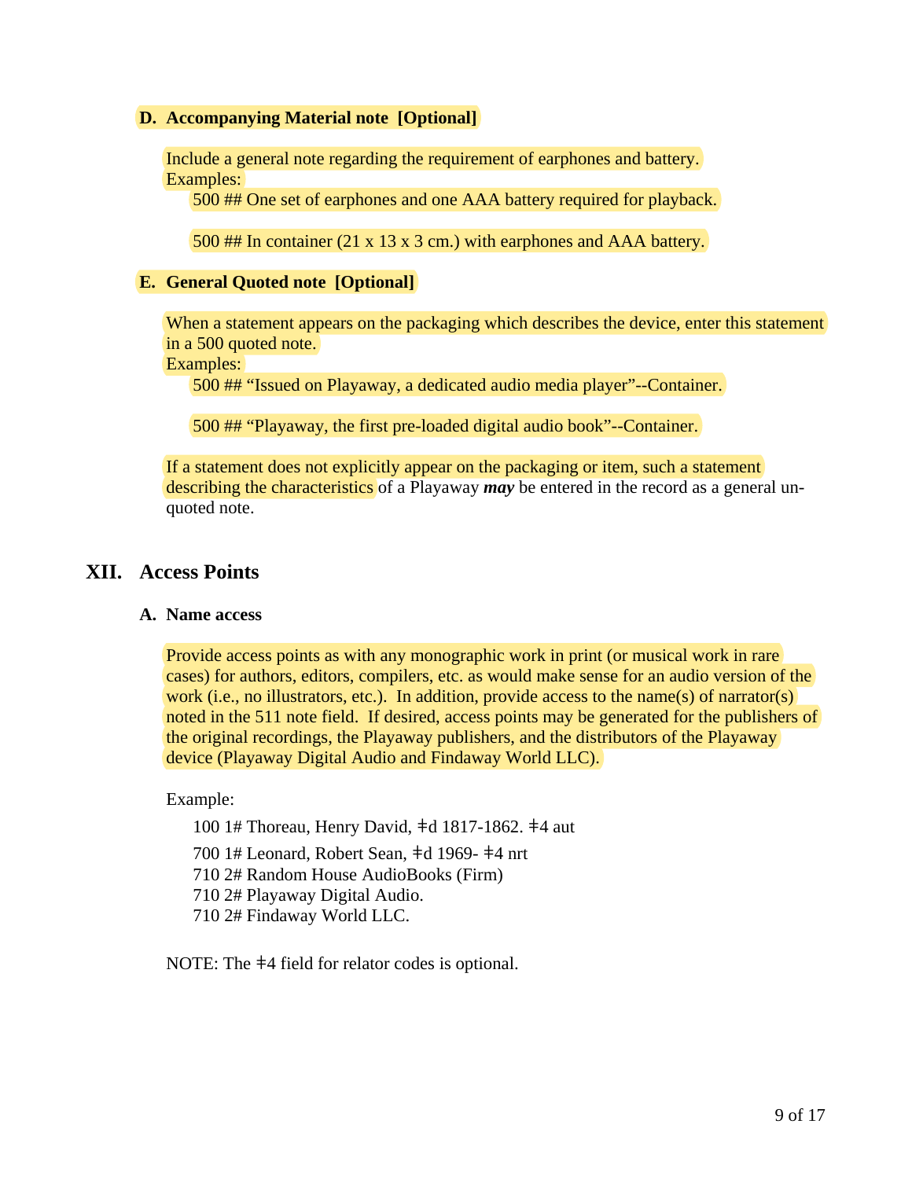### D. Accompanying Material note [Optional]

Include a general note regarding the requirement of earphones and battery.
Examples:

500 ## One set of earphones and one AAA battery required for playback.

500 ## In container (21 x 13 x 3 cm.) with earphones and AAA battery.

### E. General Quoted note [Optional]

When a statement appears on the packaging which describes the device, enter this statement in a 500 quoted note.
Examples:

500 ## “Issued on Playaway, a dedicated audio media player”--Container.

500 ## “Playaway, the first pre-loaded digital audio book”--Container.

If a statement does not explicitly appear on the packaging or item, such a statement describing the characteristics of a Playaway ***may*** be entered in the record as a general un-quoted note.

## XII. Access Points

### A. Name access

Provide access points as with any monographic work in print (or musical work in rare cases) for authors, editors, compilers, etc. as would make sense for an audio version of the work (i.e., no illustrators, etc.). In addition, provide access to the name(s) of narrator(s) noted in the 511 note field. If desired, access points may be generated for the publishers of the original recordings, the Playaway publishers, and the distributors of the Playaway device (Playaway Digital Audio and Findaway World LLC).

Example:

100 1# Thoreau, Henry David, ǂd 1817-1862. ǂ4 aut

700 1# Leonard, Robert Sean, ǂd 1969- ǂ4 nrt
710 2# Random House AudioBooks (Firm)
710 2# Playaway Digital Audio.
710 2# Findaway World LLC.

NOTE: The ǂ4 field for relator codes is optional.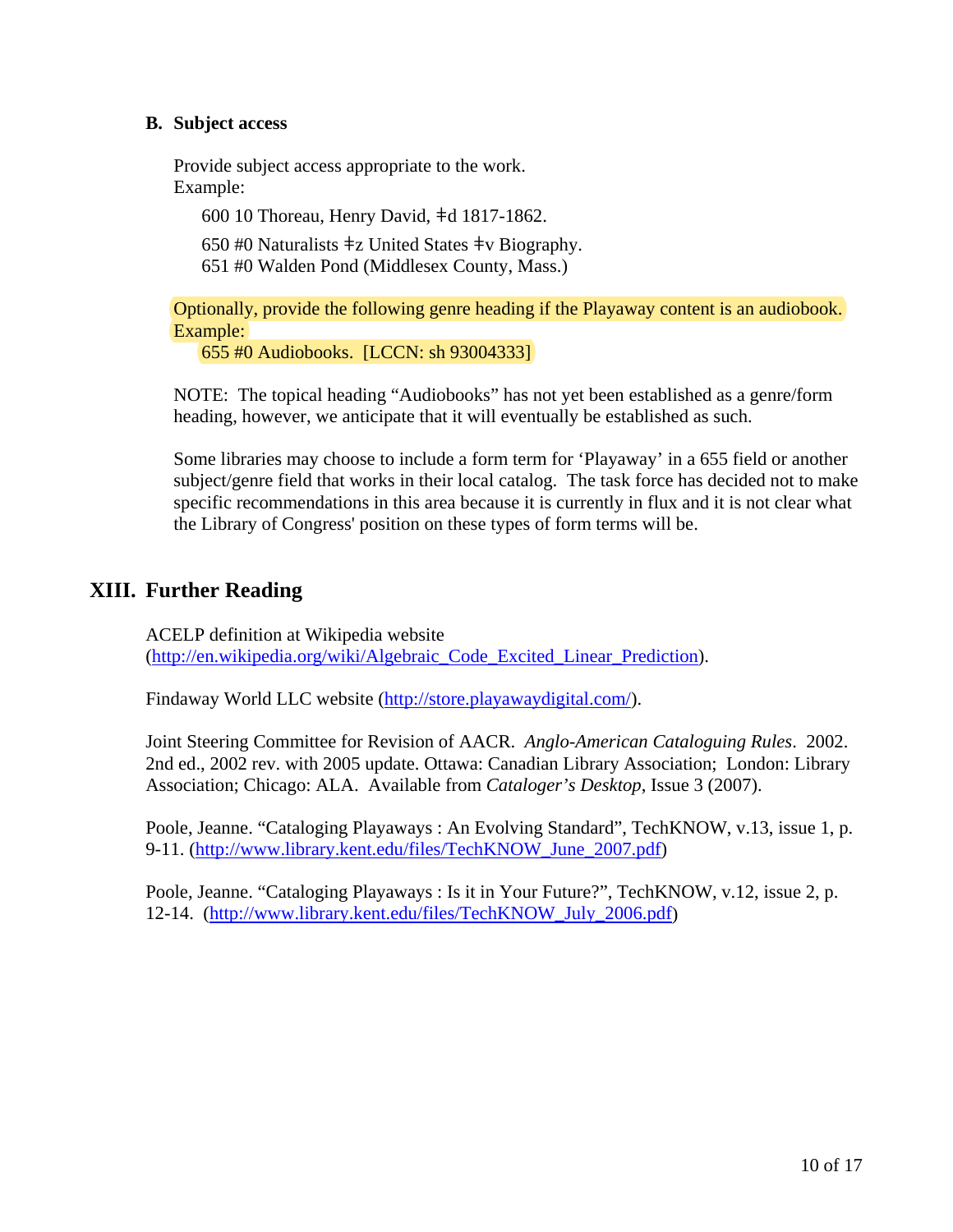### B. Subject access

Provide subject access appropriate to the work.
Example:

600 10 Thoreau, Henry David, ǂd 1817-1862.

650 #0 Naturalists ǂz United States ǂv Biography.
651 #0 Walden Pond (Middlesex County, Mass.)

Optionally, provide the following genre heading if the Playaway content is an audiobook.
Example:
655 #0 Audiobooks. [LCCN: sh 93004333]

NOTE: The topical heading "Audiobooks" has not yet been established as a genre/form heading, however, we anticipate that it will eventually be established as such.

Some libraries may choose to include a form term for 'Playaway' in a 655 field or another subject/genre field that works in their local catalog. The task force has decided not to make specific recommendations in this area because it is currently in flux and it is not clear what the Library of Congress' position on these types of form terms will be.

## XIII. Further Reading

ACELP definition at Wikipedia website (http://en.wikipedia.org/wiki/Algebraic_Code_Excited_Linear_Prediction).

Findaway World LLC website (http://store.playawaydigital.com/).

Joint Steering Committee for Revision of AACR. *Anglo-American Cataloguing Rules*. 2002. 2nd ed., 2002 rev. with 2005 update. Ottawa: Canadian Library Association; London: Library Association; Chicago: ALA. Available from *Cataloger's Desktop*, Issue 3 (2007).

Poole, Jeanne. "Cataloging Playaways : An Evolving Standard", TechKNOW, v.13, issue 1, p. 9-11. (http://www.library.kent.edu/files/TechKNOW_June_2007.pdf)

Poole, Jeanne. "Cataloging Playaways : Is it in Your Future?", TechKNOW, v.12, issue 2, p. 12-14. (http://www.library.kent.edu/files/TechKNOW_July_2006.pdf)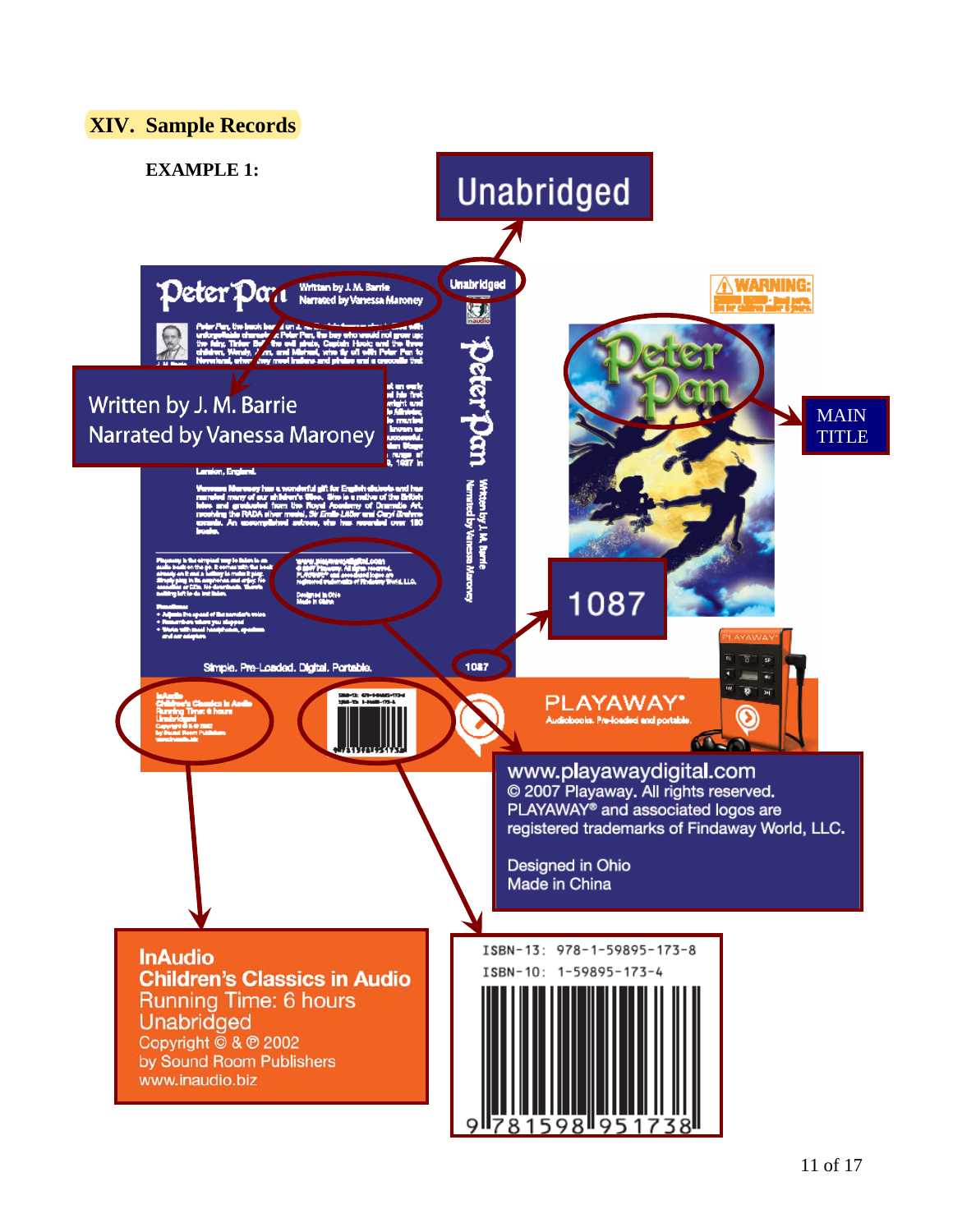## XIV. Sample Records

**EXAMPLE 1:**

Unabridged

Written by J. M. Barrie
Narrated by Vanessa Maroney

MAIN TITLE

1087

www.playawaydigital.com
© 2007 Playaway. All rights reserved.
PLAYAWAY® and associated logos are registered trademarks of Findaway World, LLC.

Designed in Ohio
Made in China

InAudio
Children's Classics in Audio
Running Time: 6 hours
Unabridged
Copyright © & ℗ 2002
by Sound Room Publishers
www.inaudio.biz

ISBN-13: 978-1-59895-173-8
ISBN-10: 1-59895-173-4

9 781598 951738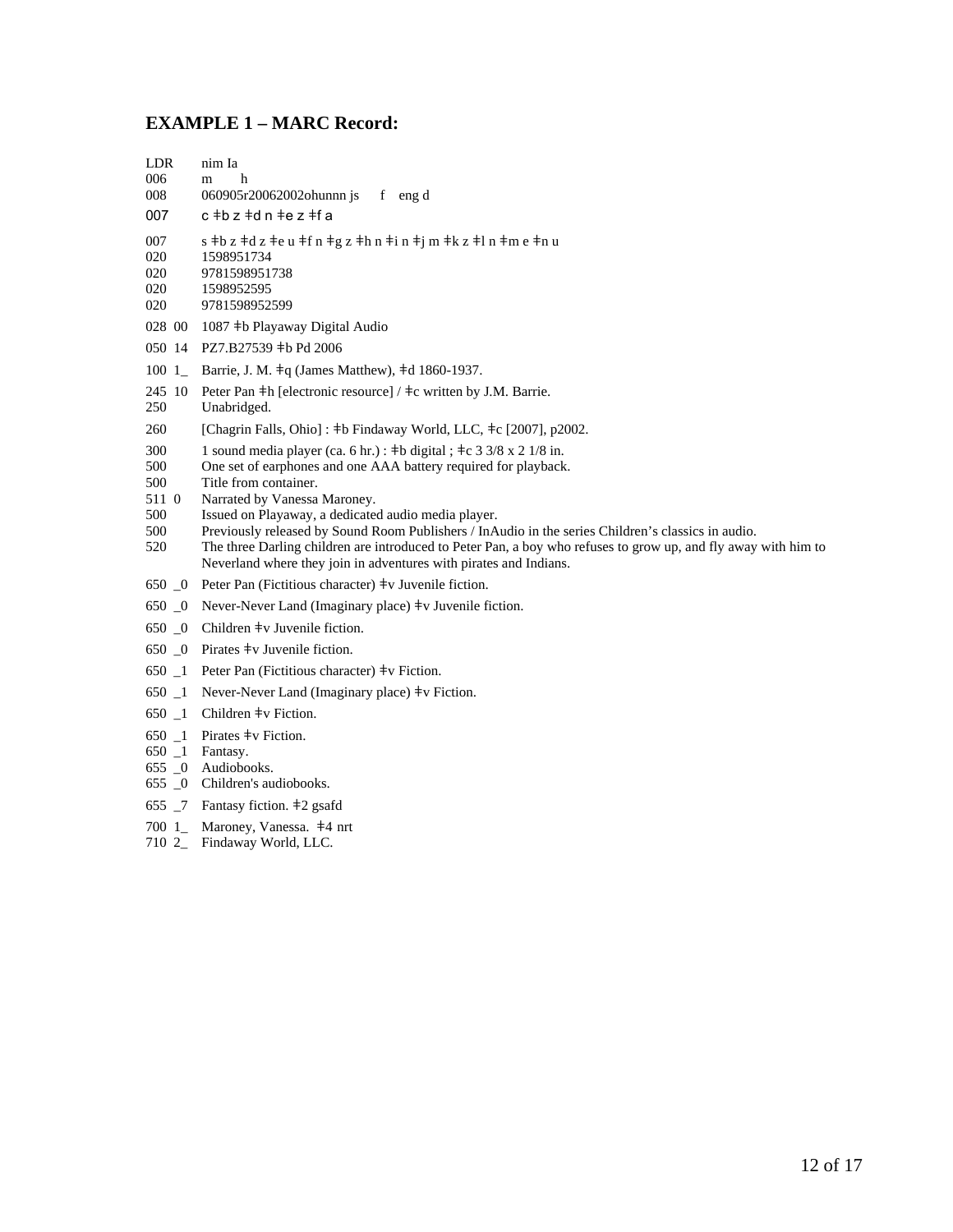## EXAMPLE 1 – MARC Record:

```
LDR     nim Ia
006     m       h
008     060905r20062002ohunnn js      f    eng d
007     c ǂb z ǂd n ǂe z ǂf a
007     s ǂb z ǂd z ǂe u ǂf n ǂg z ǂh n ǂi n ǂj m ǂk z ǂl n ǂm e ǂn u
020     1598951734
020     9781598951738
020     1598952595
020     9781598952599
028 00  1087 ǂb Playaway Digital Audio
050 14  PZ7.B27539 ǂb Pd 2006
100 1_  Barrie, J. M. ǂq (James Matthew), ǂd 1860-1937.
245 10  Peter Pan ǂh [electronic resource] / ǂc written by J.M. Barrie.
250     Unabridged.
260     [Chagrin Falls, Ohio] : ǂb Findaway World, LLC, ǂc [2007], p2002.
300     1 sound media player (ca. 6 hr.) : ǂb digital ; ǂc 3 3/8 x 2 1/8 in.
500     One set of earphones and one AAA battery required for playback.
500     Title from container.
511 0   Narrated by Vanessa Maroney.
500     Issued on Playaway, a dedicated audio media player.
500     Previously released by Sound Room Publishers / InAudio in the series Children's classics in audio.
520     The three Darling children are introduced to Peter Pan, a boy who refuses to grow up, and fly away with him to
        Neverland where they join in adventures with pirates and Indians.
650 _0  Peter Pan (Fictitious character) ǂv Juvenile fiction.
650 _0  Never-Never Land (Imaginary place) ǂv Juvenile fiction.
650 _0  Children ǂv Juvenile fiction.
650 _0  Pirates ǂv Juvenile fiction.
650 _1  Peter Pan (Fictitious character) ǂv Fiction.
650 _1  Never-Never Land (Imaginary place) ǂv Fiction.
650 _1  Children ǂv Fiction.
650 _1  Pirates ǂv Fiction.
650 _1  Fantasy.
655 _0  Audiobooks.
655 _0  Children's audiobooks.
655 _7  Fantasy fiction. ǂ2 gsafd
700 1_  Maroney, Vanessa.  ǂ4 nrt
710 2_  Findaway World, LLC.
```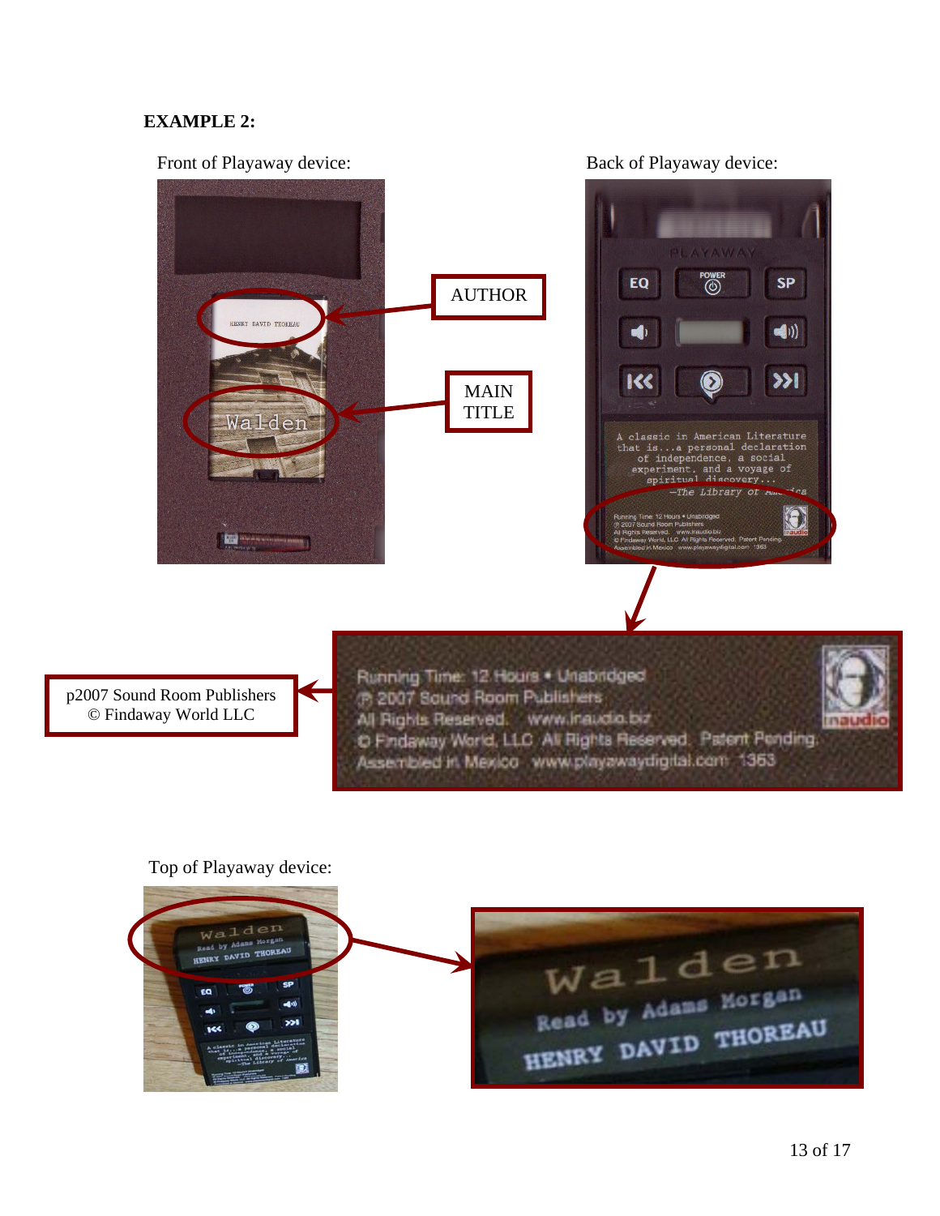**EXAMPLE 2:**

Front of Playaway device:

AUTHOR

MAIN TITLE

Back of Playaway device:

p2007 Sound Room Publishers
© Findaway World LLC

Top of Playaway device: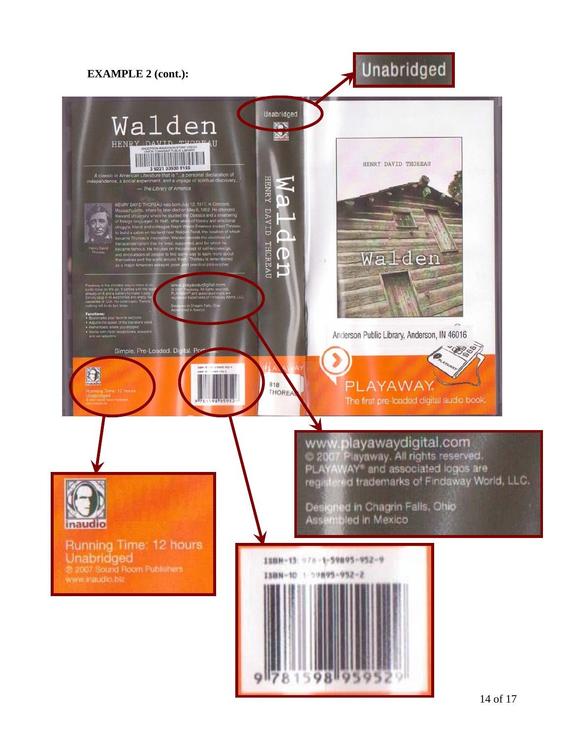**EXAMPLE 2 (cont.):**

Unabridged

www.playawaydigital.com
© 2007 Playaway. All rights reserved.
PLAYAWAY® and associated logos are registered trademarks of Findaway World, LLC.

Designed in Chagrin Falls, Ohio
Assembled in Mexico

inaudio
Running Time: 12 hours
Unabridged
℗ 2007 Sound Room Publishers
www.inaudio.biz

ISBN-13: 978-1-59895-952-9
ISBN-10: 1-59895-952-2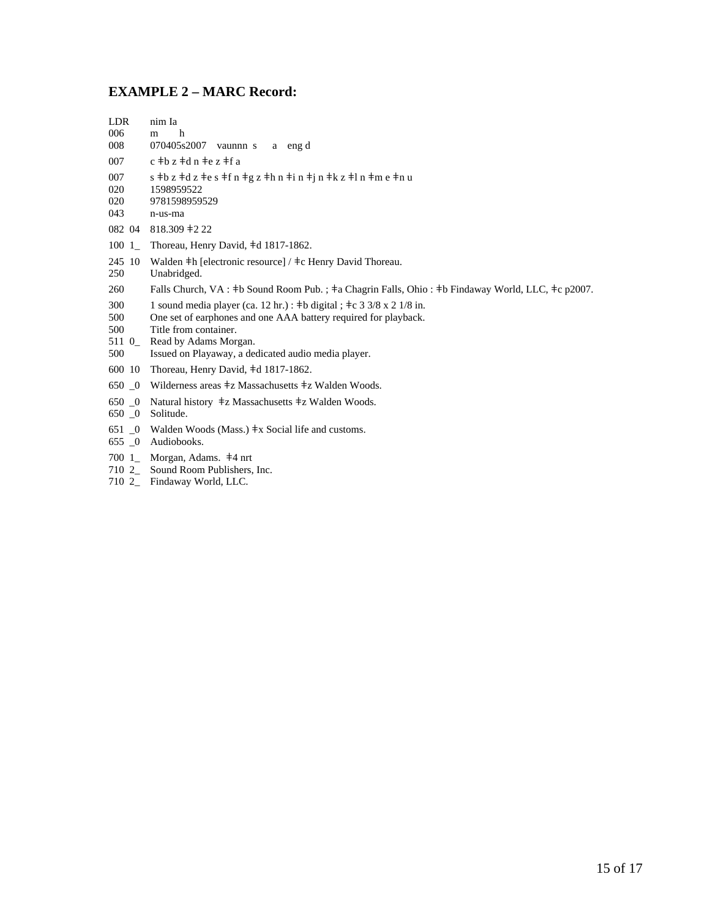## EXAMPLE 2 – MARC Record:

```
LDR      nim Ia
006      m      h
008      070405s2007    vaunnn  s      a    eng d
007      c ǂb z ǂd n ǂe z ǂf a
007      s ǂb z ǂd z ǂe s ǂf n ǂg z ǂh n ǂi n ǂj n ǂk z ǂl n ǂm e ǂn u
020      1598959522
020      9781598959529
043      n-us-ma
082  04  818.309 ǂ2 22
100  1_  Thoreau, Henry David, ǂd 1817-1862.
245  10  Walden ǂh [electronic resource] / ǂc Henry David Thoreau.
250      Unabridged.
260      Falls Church, VA : ǂb Sound Room Pub. ; ǂa Chagrin Falls, Ohio : ǂb Findaway World, LLC, ǂc p2007.
300      1 sound media player (ca. 12 hr.) : ǂb digital ; ǂc 3 3/8 x 2 1/8 in.
500      One set of earphones and one AAA battery required for playback.
500      Title from container.
511  0_  Read by Adams Morgan.
500      Issued on Playaway, a dedicated audio media player.
600  10  Thoreau, Henry David, ǂd 1817-1862.
650  _0  Wilderness areas ǂz Massachusetts ǂz Walden Woods.
650  _0  Natural history  ǂz Massachusetts ǂz Walden Woods.
650  _0  Solitude.
651  _0  Walden Woods (Mass.) ǂx Social life and customs.
655  _0  Audiobooks.
700  1_  Morgan, Adams.  ǂ4 nrt
710  2_  Sound Room Publishers, Inc.
710  2_  Findaway World, LLC.
```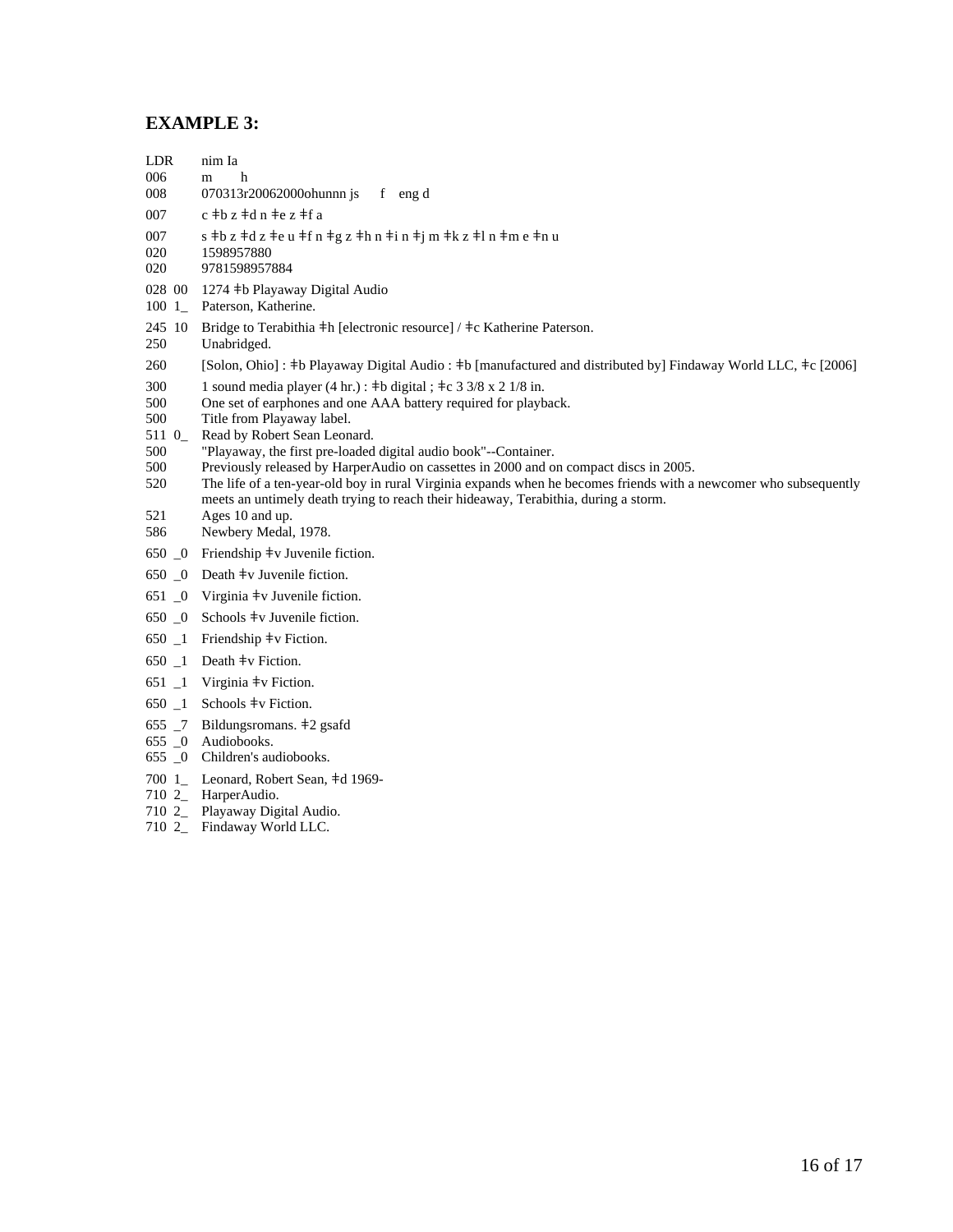## EXAMPLE 3:

```
LDR     nim Ia
006     m       h
008     070313r20062000ohunnn js      f    eng d
007     c ǂb z ǂd n ǂe z ǂf a
007     s ǂb z ǂd z ǂe u ǂf n ǂg z ǂh n ǂi n ǂj m ǂk z ǂl n ǂm e ǂn u
020     1598957880
020     9781598957884
028 00  1274 ǂb Playaway Digital Audio
100 1_  Paterson, Katherine.
245 10  Bridge to Terabithia ǂh [electronic resource] / ǂc Katherine Paterson.
250     Unabridged.
260     [Solon, Ohio] : ǂb Playaway Digital Audio : ǂb [manufactured and distributed by] Findaway World LLC, ǂc [2006]
300     1 sound media player (4 hr.) : ǂb digital ; ǂc 3 3/8 x 2 1/8 in.
500     One set of earphones and one AAA battery required for playback.
500     Title from Playaway label.
511 0_  Read by Robert Sean Leonard.
500     "Playaway, the first pre-loaded digital audio book"--Container.
500     Previously released by HarperAudio on cassettes in 2000 and on compact discs in 2005.
520     The life of a ten-year-old boy in rural Virginia expands when he becomes friends with a newcomer who subsequently
        meets an untimely death trying to reach their hideaway, Terabithia, during a storm.
521     Ages 10 and up.
586     Newbery Medal, 1978.
650 _0  Friendship ǂv Juvenile fiction.
650 _0  Death ǂv Juvenile fiction.
651 _0  Virginia ǂv Juvenile fiction.
650 _0  Schools ǂv Juvenile fiction.
650 _1  Friendship ǂv Fiction.
650 _1  Death ǂv Fiction.
651 _1  Virginia ǂv Fiction.
650 _1  Schools ǂv Fiction.
655 _7  Bildungsromans. ǂ2 gsafd
655 _0  Audiobooks.
655 _0  Children's audiobooks.
700 1_  Leonard, Robert Sean, ǂd 1969-
710 2_  HarperAudio.
710 2_  Playaway Digital Audio.
710 2_  Findaway World LLC.
```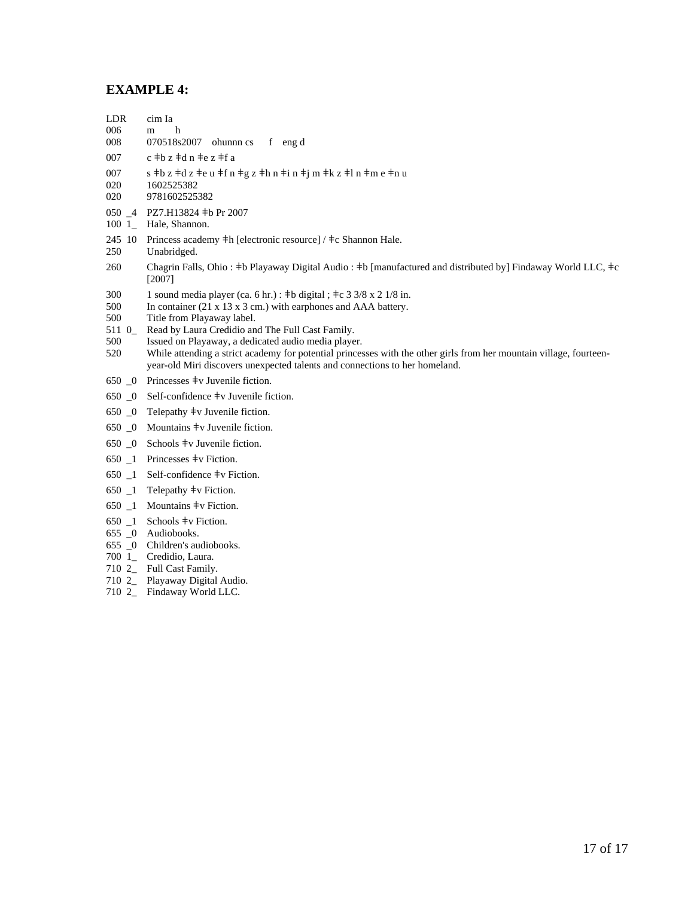## EXAMPLE 4:

```
LDR     cim Ia
006     m       h
008     070518s2007    ohunnn cs      f    eng d
007     c ǂb z ǂd n ǂe z ǂf a
007     s ǂb z ǂd z ǂe u ǂf n ǂg z ǂh n ǂi n ǂj m ǂk z ǂl n ǂm e ǂn u
020     1602525382
020     9781602525382
050 _4  PZ7.H13824 ǂb Pr 2007
100 1_  Hale, Shannon.
245 10  Princess academy ǂh [electronic resource] / ǂc Shannon Hale.
250     Unabridged.
260     Chagrin Falls, Ohio : ǂb Playaway Digital Audio : ǂb [manufactured and distributed by] Findaway World LLC, ǂc [2007]
300     1 sound media player (ca. 6 hr.) : ǂb digital ; ǂc 3 3/8 x 2 1/8 in.
500     In container (21 x 13 x 3 cm.) with earphones and AAA battery.
500     Title from Playaway label.
511 0_  Read by Laura Credidio and The Full Cast Family.
500     Issued on Playaway, a dedicated audio media player.
520     While attending a strict academy for potential princesses with the other girls from her mountain village, fourteen-year-old Miri discovers unexpected talents and connections to her homeland.
650 _0  Princesses ǂv Juvenile fiction.
650 _0  Self-confidence ǂv Juvenile fiction.
650 _0  Telepathy ǂv Juvenile fiction.
650 _0  Mountains ǂv Juvenile fiction.
650 _0  Schools ǂv Juvenile fiction.
650 _1  Princesses ǂv Fiction.
650 _1  Self-confidence ǂv Fiction.
650 _1  Telepathy ǂv Fiction.
650 _1  Mountains ǂv Fiction.
650 _1  Schools ǂv Fiction.
655 _0  Audiobooks.
655 _0  Children's audiobooks.
700 1_  Credidio, Laura.
710 2_  Full Cast Family.
710 2_  Playaway Digital Audio.
710 2_  Findaway World LLC.
```